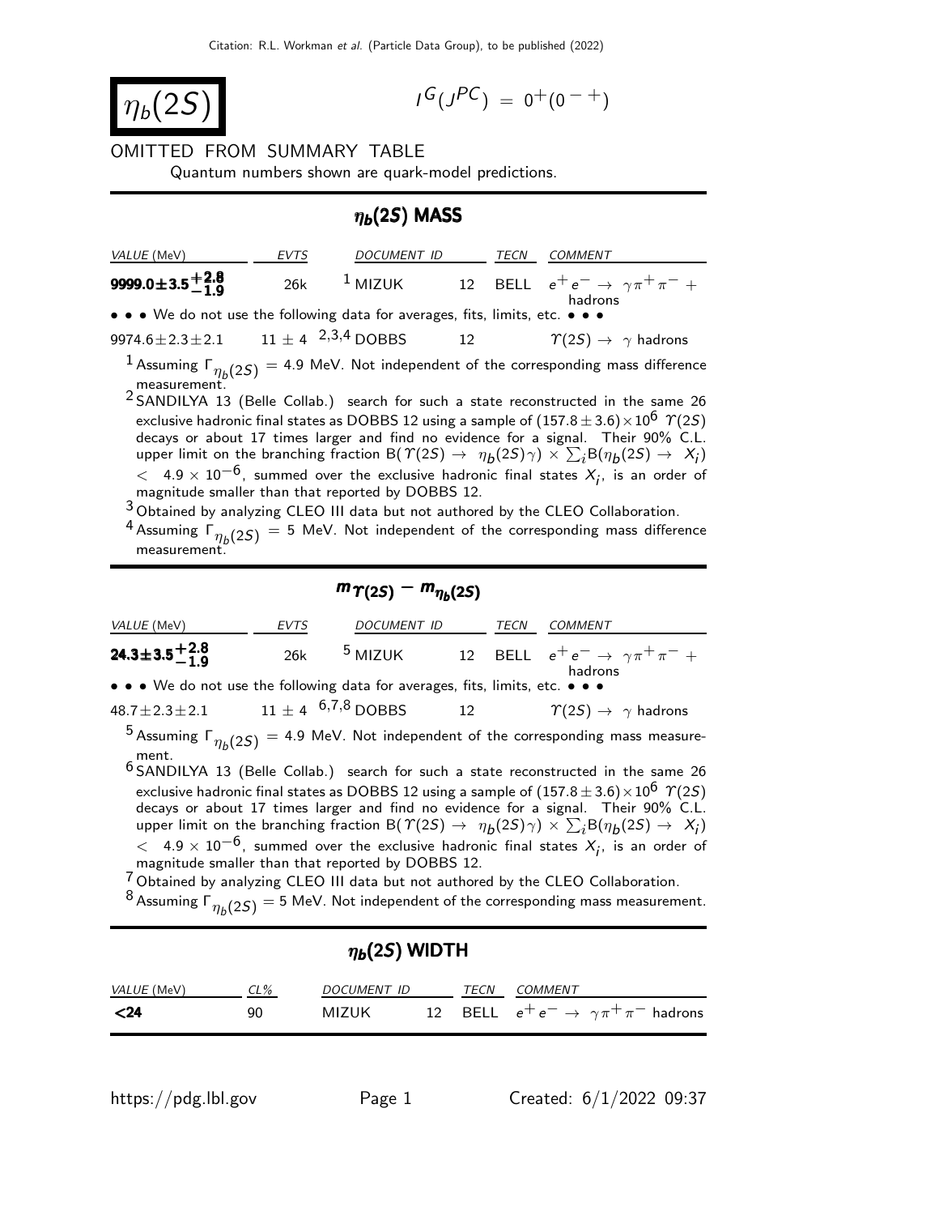# $\eta_b(2S)$

$I^G(J^{PC}) = 0^+(0^{-+})$

OMITTED FROM SUMMARY TABLE

Quantum numbers shown are quark-model predictions.

## $\eta_b(2S)$ MASS

| VALUE (MeV) | EVTS | DOCUMENT ID | | TECN | COMMENT |
|---|---|---|---|---|---|
| **$9999.0 \pm 3.5^{+2.8}_{-1.9}$** | 26k | [1] MIZUK | 12 | BELL | $e^+e^- \to \gamma\pi^+\pi^- +$ hadrons |
| • • • We do not use the following data for averages, fits, limits, etc. • • • | | | | | |
| $9974.6 \pm 2.3 \pm 2.1$ | $11 \pm 4$ | [2,3,4] DOBBS | 12 | | $\Upsilon(2S) \to \gamma$ hadrons |

[1] Assuming $\Gamma_{\eta_b(2S)} = 4.9$ MeV. Not independent of the corresponding mass difference measurement.

[2] SANDILYA 13 (Belle Collab.) search for such a state reconstructed in the same 26 exclusive hadronic final states as DOBBS 12 using a sample of $(157.8 \pm 3.6) \times 10^6$ $\Upsilon(2S)$ decays or about 17 times larger and find no evidence for a signal. Their 90% C.L. upper limit on the branching fraction $B(\Upsilon(2S) \to \eta_b(2S)\gamma) \times \sum_i B(\eta_b(2S) \to X_i) < 4.9 \times 10^{-6}$, summed over the exclusive hadronic final states $X_i$, is an order of magnitude smaller than that reported by DOBBS 12.

[3] Obtained by analyzing CLEO III data but not authored by the CLEO Collaboration.

[4] Assuming $\Gamma_{\eta_b(2S)} = 5$ MeV. Not independent of the corresponding mass difference measurement.

## $m_{\Upsilon(2S)} - m_{\eta_b(2S)}$

| VALUE (MeV) | EVTS | DOCUMENT ID | | TECN | COMMENT |
|---|---|---|---|---|---|
| **$24.3 \pm 3.5^{+2.8}_{-1.9}$** | 26k | [5] MIZUK | 12 | BELL | $e^+e^- \to \gamma\pi^+\pi^- +$ hadrons |
| • • • We do not use the following data for averages, fits, limits, etc. • • • | | | | | |
| $48.7 \pm 2.3 \pm 2.1$ | $11 \pm 4$ | [6,7,8] DOBBS | 12 | | $\Upsilon(2S) \to \gamma$ hadrons |

[5] Assuming $\Gamma_{\eta_b(2S)} = 4.9$ MeV. Not independent of the corresponding mass measurement.

[6] SANDILYA 13 (Belle Collab.) search for such a state reconstructed in the same 26 exclusive hadronic final states as DOBBS 12 using a sample of $(157.8 \pm 3.6) \times 10^6$ $\Upsilon(2S)$ decays or about 17 times larger and find no evidence for a signal. Their 90% C.L. upper limit on the branching fraction $B(\Upsilon(2S) \to \eta_b(2S)\gamma) \times \sum_i B(\eta_b(2S) \to X_i) < 4.9 \times 10^{-6}$, summed over the exclusive hadronic final states $X_i$, is an order of magnitude smaller than that reported by DOBBS 12.

[7] Obtained by analyzing CLEO III data but not authored by the CLEO Collaboration.

[8] Assuming $\Gamma_{\eta_b(2S)} = 5$ MeV. Not independent of the corresponding mass measurement.

## $\eta_b(2S)$ WIDTH

| VALUE (MeV) | CL% | DOCUMENT ID | | TECN | COMMENT |
|---|---|---|---|---|---|
| **<24** | 90 | MIZUK | 12 | BELL | $e^+e^- \to \gamma\pi^+\pi^-$ hadrons |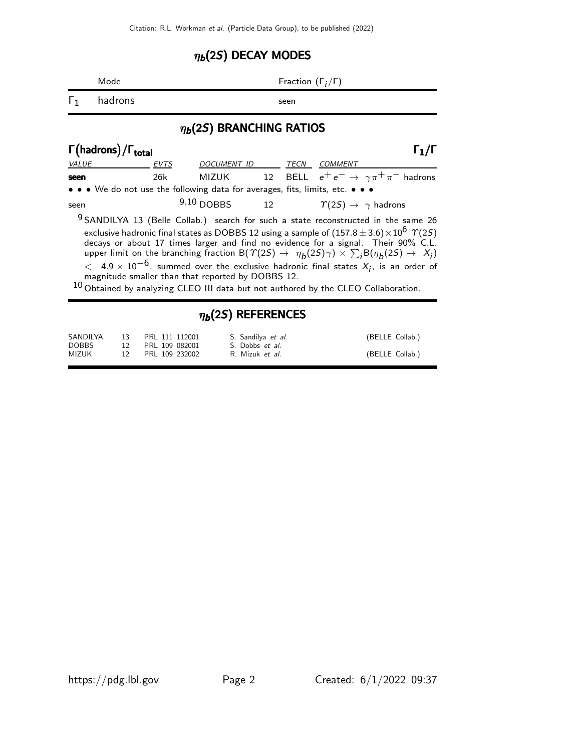## $\eta_b(2S)$ DECAY MODES

| | Mode | Fraction ($\Gamma_i/\Gamma$) |
|---|---|---|
| $\Gamma_1$ | hadrons | seen |

## $\eta_b(2S)$ BRANCHING RATIOS

**$\Gamma(\text{hadrons})/\Gamma_{\text{total}}$** $\qquad\qquad\qquad\qquad\qquad\qquad\qquad\qquad\qquad\qquad$ **$\Gamma_1/\Gamma$**

| *VALUE* | *EVTS* | *DOCUMENT ID* | | *TECN* | *COMMENT* |
|---|---|---|---|---|---|
| **seen** | 26k | MIZUK | 12 | BELL | $e^+e^- \to \gamma\pi^+\pi^-$ hadrons |
| • • • We do not use the following data for averages, fits, limits, etc. • • • | | | | | |
| seen | | [9,10] DOBBS | 12 | | $\Upsilon(2S) \to \gamma$ hadrons |

[9] SANDILYA 13 (Belle Collab.) search for such a state reconstructed in the same 26 exclusive hadronic final states as DOBBS 12 using a sample of $(157.8 \pm 3.6) \times 10^6$ $\Upsilon(2S)$ decays or about 17 times larger and find no evidence for a signal. Their 90% C.L. upper limit on the branching fraction $B(\Upsilon(2S) \to \eta_b(2S)\gamma) \times \sum_i B(\eta_b(2S) \to X_i) < 4.9 \times 10^{-6}$, summed over the exclusive hadronic final states $X_i$, is an order of magnitude smaller than that reported by DOBBS 12.

[10] Obtained by analyzing CLEO III data but not authored by the CLEO Collaboration.

## $\eta_b(2S)$ REFERENCES

| | | | | |
|---|---|---|---|---|
| SANDILYA | 13 | PRL 111 112001 | S. Sandilya *et al.* | (BELLE Collab.) |
| DOBBS | 12 | PRL 109 082001 | S. Dobbs *et al.* | |
| MIZUK | 12 | PRL 109 232002 | R. Mizuk *et al.* | (BELLE Collab.) |